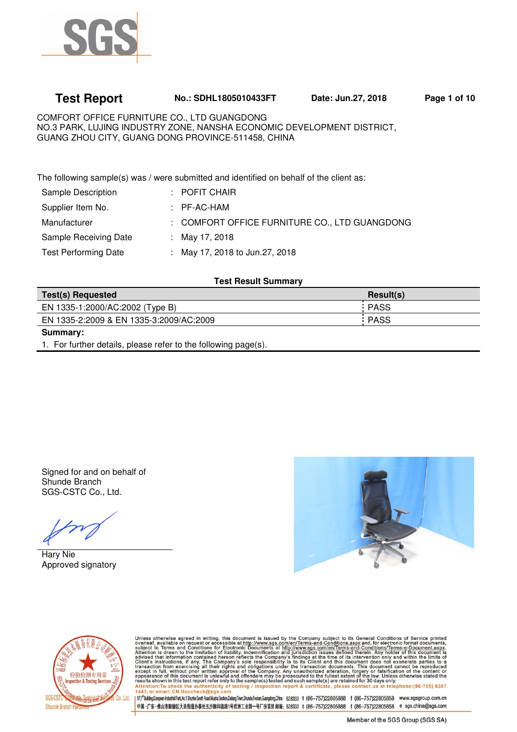SGS

**Test Report** **No.: SDHL1805010433FT** **Date: Jun.27, 2018**

COMFORT OFFICE FURNITURE CO., LTD GUANGDONG
NO.3 PARK, LUJING INDUSTRY ZONE, NANSHA ECONOMIC DEVELOPMENT DISTRICT,
GUANG ZHOU CITY, GUANG DONG PROVINCE-511458, CHINA

The following sample(s) was / were submitted and identified on behalf of the client as:

| | | |
|---|---|---|
| Sample Description | : | POFIT CHAIR |
| Supplier Item No. | : | PF-AC-HAM |
| Manufacturer | : | COMFORT OFFICE FURNITURE CO., LTD GUANGDONG |
| Sample Receiving Date | : | May 17, 2018 |
| Test Performing Date | : | May 17, 2018 to Jun.27, 2018 |

**Test Result Summary**

| Test(s) Requested | Result(s) |
|---|---|
| EN 1335-1:2000/AC:2002 (Type B) | PASS |
| EN 1335-2:2009 & EN 1335-3:2009/AC:2009 | PASS |

**Summary:**

1. For further details, please refer to the following page(s).

Signed for and on behalf of
Shunde Branch
SGS-CSTC Co., Ltd.

Hary Nie
Approved signatory

Unless otherwise agreed in writing, this document is issued by the Company subject to its General Conditions of Service printed overleaf, available on request or accessible at http://www.sgs.com/en/Terms-and-Conditions.aspx and, for electronic format documents, subject to Terms and Conditions for Electronic Documents at http://www.sgs.com/en/Terms-and-Conditions/Terms-e-Document.aspx. Attention is drawn to the limitation of liability, indemnification and jurisdiction issues defined therein. Any holder of this document is advised that information contained hereon reflects the Company's findings at the time of its intervention only and within the limits of Client's instructions, if any. The Company's sole responsibility is to its Client and this document does not exonerate parties to a transaction from exercising all their rights and obligations under the transaction documents. This document cannot be reproduced except in full, without prior written approval of the Company. Any unauthorized alteration, forgery or falsification of the content or appearance of this document is unlawful and offenders may be prosecuted to the fullest extent of the law. Unless otherwise stated the results shown in this test report refer only to the sample(s) tested and such sample(s) are retained for 30 days only.
Attention:To check the authenticity of testing / inspection report & certificate, please contact us at telephone:(86-755) 8307 1443, or email: CN.Doccheck@sgs.com

1F,1# Building,European Industrial Park,No.1 Shunhe South Road,Wusha Section,Daliang Town,Shunde,Foshan,Guangdong,China 528333 t (86-757)22805888 f (86-757)22805858 www.sgsgroup.com.cn
中国·广东·佛山市顺德区大良街道办事处五沙顺和南路1号欧洲工业园一号厂房首层 邮编：528333 t (86-757)22805888 f (86-757)22805858 e sgs.china@sgs.com

Member of the SGS Group (SGS SA)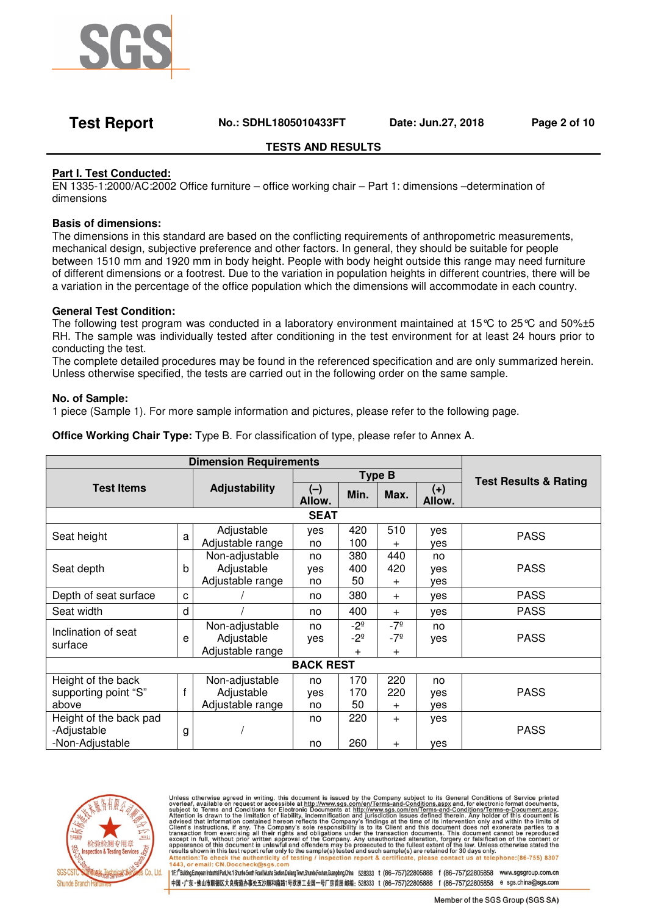## TESTS AND RESULTS

**Part I. Test Conducted:**

EN 1335-1:2000/AC:2002 Office furniture – office working chair – Part 1: dimensions –determination of dimensions

**Basis of dimensions:**

The dimensions in this standard are based on the conflicting requirements of anthropometric measurements, mechanical design, subjective preference and other factors. In general, they should be suitable for people between 1510 mm and 1920 mm in body height. People with body height outside this range may need furniture of different dimensions or a footrest. Due to the variation in population heights in different countries, there will be a variation in the percentage of the office population which the dimensions will accommodate in each country.

**General Test Condition:**

The following test program was conducted in a laboratory environment maintained at 15℃ to 25℃ and 50%±5 RH. The sample was individually tested after conditioning in the test environment for at least 24 hours prior to conducting the test.

The complete detailed procedures may be found in the referenced specification and are only summarized herein. Unless otherwise specified, the tests are carried out in the following order on the same sample.

**No. of Sample:**

1 piece (Sample 1). For more sample information and pictures, please refer to the following page.

**Office Working Chair Type:** Type B. For classification of type, please refer to Annex A.

| Dimension Requirements | | | | | | | Test Results & Rating |
|---|---|---|---|---|---|---|---|
| Test Items | | Adjustability | Type B | | | | |
| | | | (–) Allow. | Min. | Max. | (+) Allow. | |
| **SEAT** | | | | | | | |
| Seat height | a | Adjustable<br>Adjustable range | yes<br>no | 420<br>100 | 510<br>+ | yes<br>yes | PASS |
| Seat depth | b | Non-adjustable<br>Adjustable<br>Adjustable range | no<br>yes<br>no | 380<br>400<br>50 | 440<br>420<br>+ | no<br>yes<br>yes | PASS |
| Depth of seat surface | c | / | no | 380 | + | yes | PASS |
| Seat width | d | / | no | 400 | + | yes | PASS |
| Inclination of seat surface | e | Non-adjustable<br>Adjustable<br>Adjustable range | no<br>yes | -2º<br>-2º<br>+ | -7º<br>-7º<br>+ | no<br>yes | PASS |
| **BACK REST** | | | | | | | |
| Height of the back supporting point "S" above | f | Non-adjustable<br>Adjustable<br>Adjustable range | no<br>yes<br>no | 170<br>170<br>50 | 220<br>220<br>+ | no<br>yes<br>yes | PASS |
| Height of the back pad<br>-Adjustable<br>-Non-Adjustable | g | / | no<br>no | 220<br>260 | +<br>+ | yes<br>yes | PASS |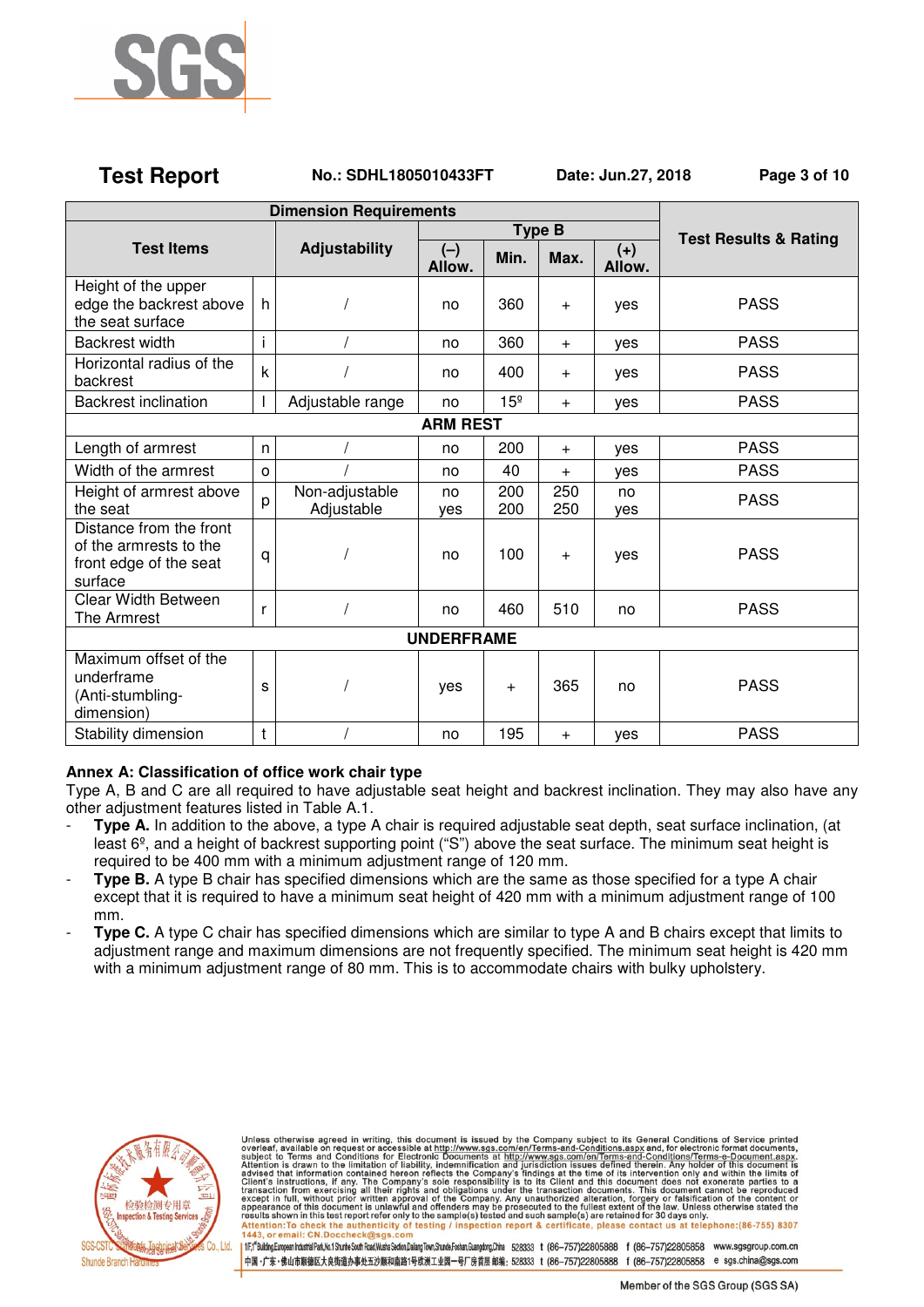| Dimension Requirements | | | | | | | Test Results & Rating |
|---|---|---|---|---|---|---|---|
| Test Items | | Adjustability | Type B | | | | |
| | | | (–) Allow. | Min. | Max. | (+) Allow. | |
| Height of the upper edge the backrest above the seat surface | h | / | no | 360 | + | yes | PASS |
| Backrest width | i | / | no | 360 | + | yes | PASS |
| Horizontal radius of the backrest | k | / | no | 400 | + | yes | PASS |
| Backrest inclination | l | Adjustable range | no | 15º | + | yes | PASS |
| **ARM REST** | | | | | | | |
| Length of armrest | n | / | no | 200 | + | yes | PASS |
| Width of the armrest | o | / | no | 40 | + | yes | PASS |
| Height of armrest above the seat | p | Non-adjustable<br>Adjustable | no<br>yes | 200<br>200 | 250<br>250 | no<br>yes | PASS |
| Distance from the front of the armrests to the front edge of the seat surface | q | / | no | 100 | + | yes | PASS |
| Clear Width Between The Armrest | r | / | no | 460 | 510 | no | PASS |
| **UNDERFRAME** | | | | | | | |
| Maximum offset of the underframe (Anti-stumbling-dimension) | s | / | yes | + | 365 | no | PASS |
| Stability dimension | t | / | no | 195 | + | yes | PASS |

**Annex A: Classification of office work chair type**

Type A, B and C are all required to have adjustable seat height and backrest inclination. They may also have any other adjustment features listed in Table A.1.

- **Type A.** In addition to the above, a type A chair is required adjustable seat depth, seat surface inclination, (at least 6º, and a height of backrest supporting point ("S") above the seat surface. The minimum seat height is required to be 400 mm with a minimum adjustment range of 120 mm.
- **Type B.** A type B chair has specified dimensions which are the same as those specified for a type A chair except that it is required to have a minimum seat height of 420 mm with a minimum adjustment range of 100 mm.
- **Type C.** A type C chair has specified dimensions which are similar to type A and B chairs except that limits to adjustment range and maximum dimensions are not frequently specified. The minimum seat height is 420 mm with a minimum adjustment range of 80 mm. This is to accommodate chairs with bulky upholstery.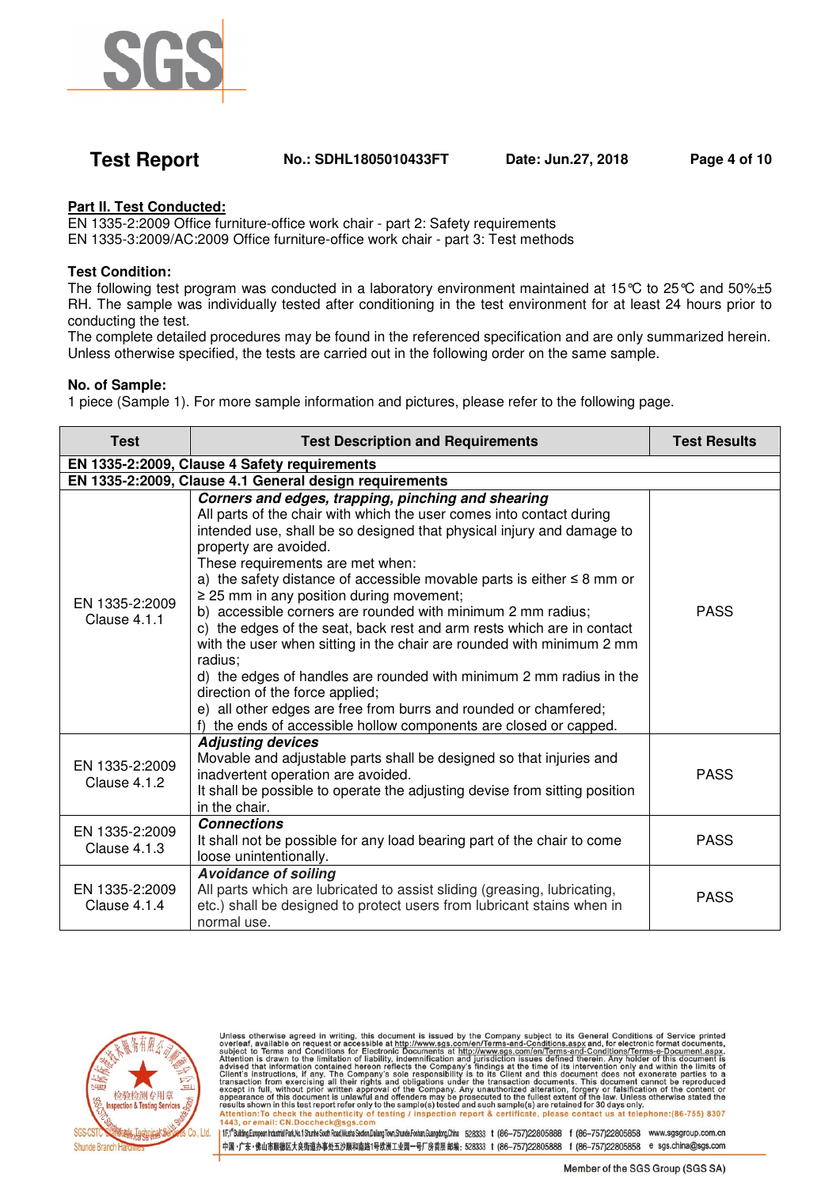**Part II. Test Conducted:**
EN 1335-2:2009 Office furniture-office work chair - part 2: Safety requirements
EN 1335-3:2009/AC:2009 Office furniture-office work chair - part 3: Test methods

**Test Condition:**
The following test program was conducted in a laboratory environment maintained at 15℃ to 25℃ and 50%±5 RH. The sample was individually tested after conditioning in the test environment for at least 24 hours prior to conducting the test.
The complete detailed procedures may be found in the referenced specification and are only summarized herein.
Unless otherwise specified, the tests are carried out in the following order on the same sample.

**No. of Sample:**
1 piece (Sample 1). For more sample information and pictures, please refer to the following page.

| Test | Test Description and Requirements | Test Results |
|---|---|---|
| **EN 1335-2:2009, Clause 4 Safety requirements** | | |
| **EN 1335-2:2009, Clause 4.1 General design requirements** | | |
| EN 1335-2:2009 Clause 4.1.1 | ***Corners and edges, trapping, pinching and shearing*** All parts of the chair with which the user comes into contact during intended use, shall be so designed that physical injury and damage to property are avoided. These requirements are met when: a) the safety distance of accessible movable parts is either ≤ 8 mm or ≥ 25 mm in any position during movement; b) accessible corners are rounded with minimum 2 mm radius; c) the edges of the seat, back rest and arm rests which are in contact with the user when sitting in the chair are rounded with minimum 2 mm radius; d) the edges of handles are rounded with minimum 2 mm radius in the direction of the force applied; e) all other edges are free from burrs and rounded or chamfered; f) the ends of accessible hollow components are closed or capped. | PASS |
| EN 1335-2:2009 Clause 4.1.2 | ***Adjusting devices*** Movable and adjustable parts shall be designed so that injuries and inadvertent operation are avoided. It shall be possible to operate the adjusting devise from sitting position in the chair. | PASS |
| EN 1335-2:2009 Clause 4.1.3 | ***Connections*** It shall not be possible for any load bearing part of the chair to come loose unintentionally. | PASS |
| EN 1335-2:2009 Clause 4.1.4 | ***Avoidance of soiling*** All parts which are lubricated to assist sliding (greasing, lubricating, etc.) shall be designed to protect users from lubricant stains when in normal use. | PASS |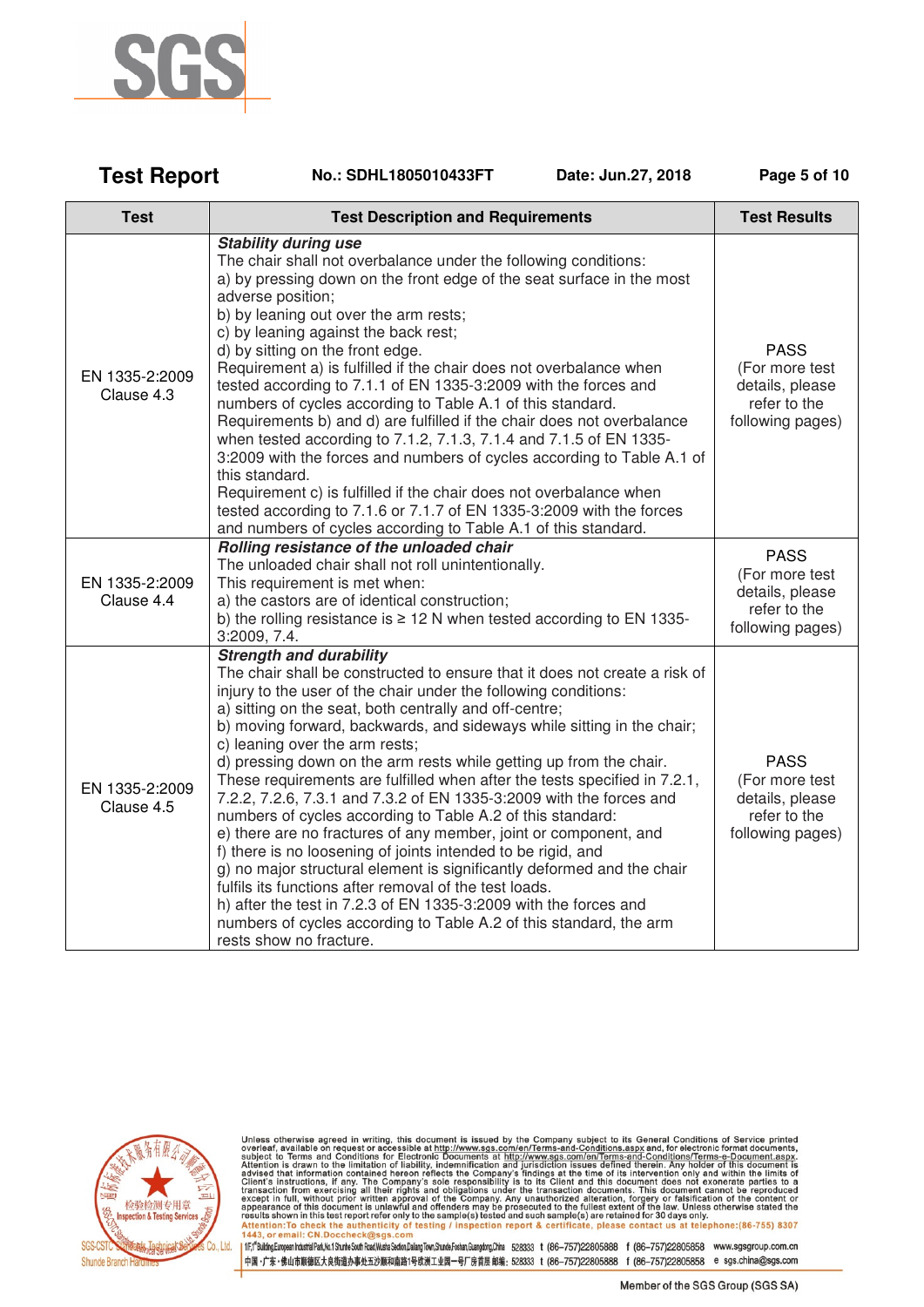| Test | Test Description and Requirements | Test Results |
|---|---|---|
| EN 1335-2:2009 Clause 4.3 | ***Stability during use***<br>The chair shall not overbalance under the following conditions:<br>a) by pressing down on the front edge of the seat surface in the most adverse position;<br>b) by leaning out over the arm rests;<br>c) by leaning against the back rest;<br>d) by sitting on the front edge.<br>Requirement a) is fulfilled if the chair does not overbalance when tested according to 7.1.1 of EN 1335-3:2009 with the forces and numbers of cycles according to Table A.1 of this standard.<br>Requirements b) and d) are fulfilled if the chair does not overbalance when tested according to 7.1.2, 7.1.3, 7.1.4 and 7.1.5 of EN 1335-3:2009 with the forces and numbers of cycles according to Table A.1 of this standard.<br>Requirement c) is fulfilled if the chair does not overbalance when tested according to 7.1.6 or 7.1.7 of EN 1335-3:2009 with the forces and numbers of cycles according to Table A.1 of this standard. | PASS<br>(For more test details, please refer to the following pages) |
| EN 1335-2:2009 Clause 4.4 | ***Rolling resistance of the unloaded chair***<br>The unloaded chair shall not roll unintentionally.<br>This requirement is met when:<br>a) the castors are of identical construction;<br>b) the rolling resistance is ≥ 12 N when tested according to EN 1335-3:2009, 7.4. | PASS<br>(For more test details, please refer to the following pages) |
| EN 1335-2:2009 Clause 4.5 | ***Strength and durability***<br>The chair shall be constructed to ensure that it does not create a risk of injury to the user of the chair under the following conditions:<br>a) sitting on the seat, both centrally and off-centre;<br>b) moving forward, backwards, and sideways while sitting in the chair;<br>c) leaning over the arm rests;<br>d) pressing down on the arm rests while getting up from the chair.<br>These requirements are fulfilled when after the tests specified in 7.2.1, 7.2.2, 7.2.6, 7.3.1 and 7.3.2 of EN 1335-3:2009 with the forces and numbers of cycles according to Table A.2 of this standard:<br>e) there are no fractures of any member, joint or component, and<br>f) there is no loosening of joints intended to be rigid, and<br>g) no major structural element is significantly deformed and the chair fulfils its functions after removal of the test loads.<br>h) after the test in 7.2.3 of EN 1335-3:2009 with the forces and numbers of cycles according to Table A.2 of this standard, the arm rests show no fracture. | PASS<br>(For more test details, please refer to the following pages) |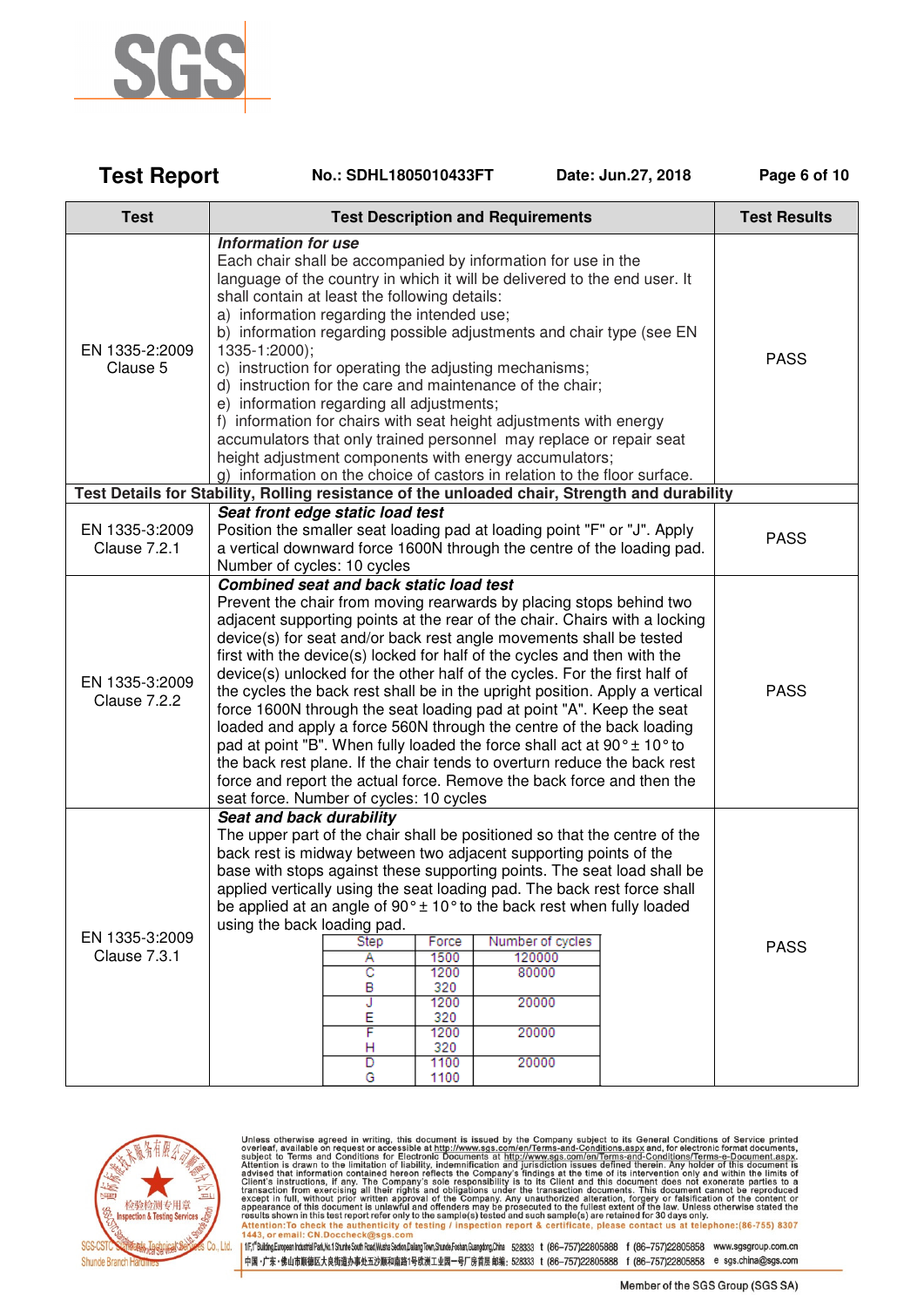**Test Report** No.: SDHL1805010433FT Date: Jun.27, 2018

| Test | Test Description and Requirements | Test Results |
|---|---|---|
| EN 1335-2:2009 Clause 5 | ***Information for use*** <br> Each chair shall be accompanied by information for use in the language of the country in which it will be delivered to the end user. It shall contain at least the following details: <br> a) information regarding the intended use; <br> b) information regarding possible adjustments and chair type (see EN 1335-1:2000); <br> c) instruction for operating the adjusting mechanisms; <br> d) instruction for the care and maintenance of the chair; <br> e) information regarding all adjustments; <br> f) information for chairs with seat height adjustments with energy accumulators that only trained personnel may replace or repair seat height adjustment components with energy accumulators; <br> g) information on the choice of castors in relation to the floor surface. | PASS |
| **Test Details for Stability, Rolling resistance of the unloaded chair, Strength and durability** | | |
| EN 1335-3:2009 Clause 7.2.1 | ***Seat front edge static load test*** <br> Position the smaller seat loading pad at loading point "F" or "J". Apply a vertical downward force 1600N through the centre of the loading pad. Number of cycles: 10 cycles | PASS |
| EN 1335-3:2009 Clause 7.2.2 | ***Combined seat and back static load test*** <br> Prevent the chair from moving rearwards by placing stops behind two adjacent supporting points at the rear of the chair. Chairs with a locking device(s) for seat and/or back rest angle movements shall be tested first with the device(s) locked for half of the cycles and then with the device(s) unlocked for the other half of the cycles. For the first half of the cycles the back rest shall be in the upright position. Apply a vertical force 1600N through the seat loading pad at point "A". Keep the seat loaded and apply a force 560N through the centre of the back loading pad at point "B". When fully loaded the force shall act at 90° ± 10° to the back rest plane. If the chair tends to overturn reduce the back rest force and report the actual force. Remove the back force and then the seat force. Number of cycles: 10 cycles | PASS |
| EN 1335-3:2009 Clause 7.3.1 | ***Seat and back durability*** <br> The upper part of the chair shall be positioned so that the centre of the back rest is midway between two adjacent supporting points of the base with stops against these supporting points. The seat load shall be applied vertically using the seat loading pad. The back rest force shall be applied at an angle of 90° ± 10° to the back rest when fully loaded using the back loading pad. <br> Step / Force / Number of cycles: <br> A / 1500 / 120000 <br> C / 1200 / 80000 <br> B / 320 / <br> J / 1200 / 20000 <br> E / 320 / <br> F / 1200 / 20000 <br> H / 320 / <br> D / 1100 / 20000 <br> G / 1100 / | PASS |

Unless otherwise agreed in writing, this document is issued by the Company subject to its General Conditions of Service printed overleaf, available on request or accessible at http://www.sgs.com/en/Terms-and-Conditions.aspx and, for electronic format documents, subject to Terms and Conditions for Electronic Documents at http://www.sgs.com/en/Terms-and-Conditions/Terms-e-Document.aspx. Attention is drawn to the limitation of liability, indemnification and jurisdiction issues defined therein. Any holder of this document is advised that information contained hereon reflects the Company's findings at the time of its intervention only and within the limits of Client's instructions, if any. The Company's sole responsibility is to its Client and this document does not exonerate parties to a transaction from exercising all their rights and obligations under the transaction documents. This document cannot be reproduced except in full, without prior written approval of the Company. Any unauthorized alteration, forgery or falsification of the content or appearance of this document is unlawful and offenders may be prosecuted to the fullest extent of the law. Unless otherwise stated the results shown in this test report refer only to the sample(s) tested and such sample(s) are retained for 30 days only.
Attention:To check the authenticity of testing / inspection report & certificate, please contact us at telephone:(86-755) 8307 1443, or email: CN.Doccheck@sgs.com

SGS-CSTC Standards Technical Services Co., Ltd. Shunde Branch

Member of the SGS Group (SGS SA)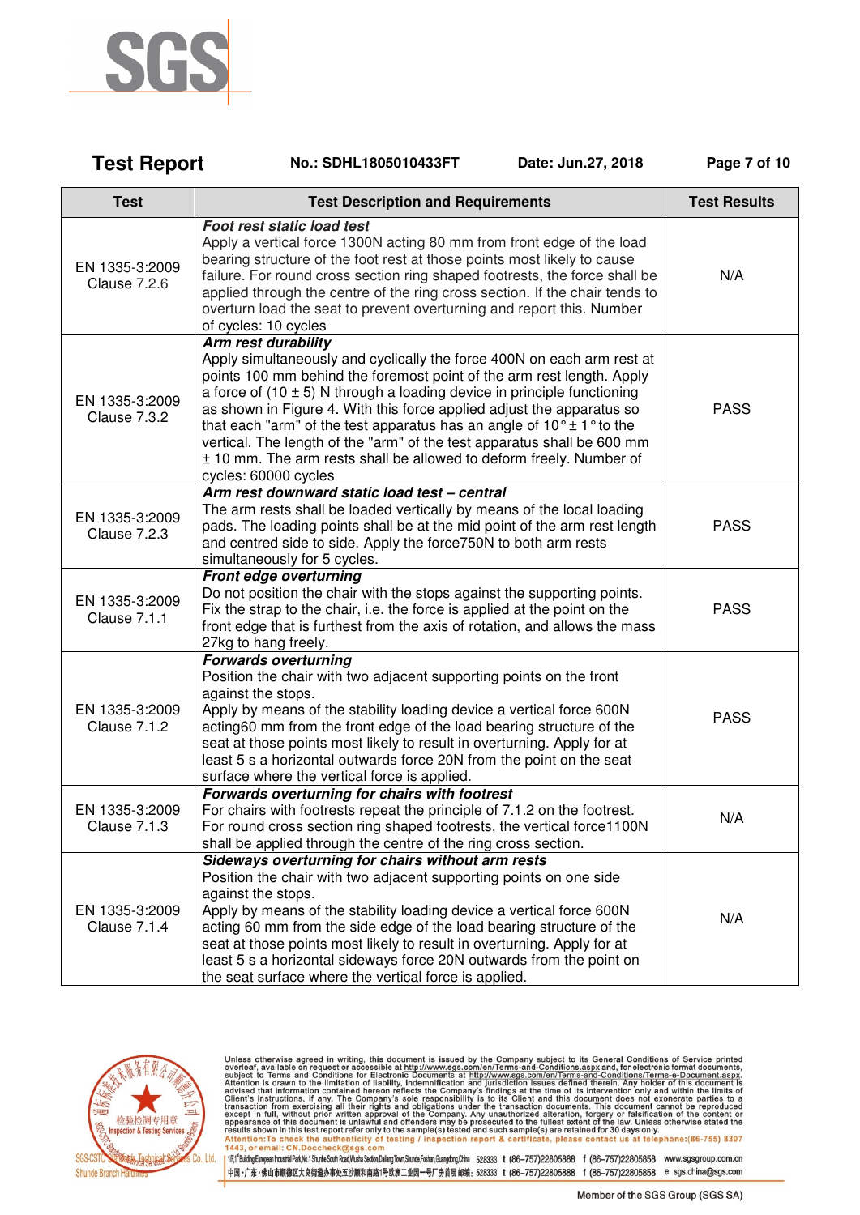# Test Report

No.: SDHL1805010433FT Date: Jun.27, 2018

| Test | Test Description and Requirements | Test Results |
|---|---|---|
| EN 1335-3:2009 Clause 7.2.6 | ***Foot rest static load test*** Apply a vertical force 1300N acting 80 mm from front edge of the load bearing structure of the foot rest at those points most likely to cause failure. For round cross section ring shaped footrests, the force shall be applied through the centre of the ring cross section. If the chair tends to overturn load the seat to prevent overturning and report this. Number of cycles: 10 cycles | N/A |
| EN 1335-3:2009 Clause 7.3.2 | ***Arm rest durability*** Apply simultaneously and cyclically the force 400N on each arm rest at points 100 mm behind the foremost point of the arm rest length. Apply a force of (10 ± 5) N through a loading device in principle functioning as shown in Figure 4. With this force applied adjust the apparatus so that each "arm" of the test apparatus has an angle of 10°± 1° to the vertical. The length of the "arm" of the test apparatus shall be 600 mm ± 10 mm. The arm rests shall be allowed to deform freely. Number of cycles: 60000 cycles | PASS |
| EN 1335-3:2009 Clause 7.2.3 | ***Arm rest downward static load test – central*** The arm rests shall be loaded vertically by means of the local loading pads. The loading points shall be at the mid point of the arm rest length and centred side to side. Apply the force750N to both arm rests simultaneously for 5 cycles. | PASS |
| EN 1335-3:2009 Clause 7.1.1 | ***Front edge overturning*** Do not position the chair with the stops against the supporting points. Fix the strap to the chair, i.e. the force is applied at the point on the front edge that is furthest from the axis of rotation, and allows the mass 27kg to hang freely. | PASS |
| EN 1335-3:2009 Clause 7.1.2 | ***Forwards overturning*** Position the chair with two adjacent supporting points on the front against the stops. Apply by means of the stability loading device a vertical force 600N acting60 mm from the front edge of the load bearing structure of the seat at those points most likely to result in overturning. Apply for at least 5 s a horizontal outwards force 20N from the point on the seat surface where the vertical force is applied. | PASS |
| EN 1335-3:2009 Clause 7.1.3 | ***Forwards overturning for chairs with footrest*** For chairs with footrests repeat the principle of 7.1.2 on the footrest. For round cross section ring shaped footrests, the vertical force1100N shall be applied through the centre of the ring cross section. | N/A |
| EN 1335-3:2009 Clause 7.1.4 | ***Sideways overturning for chairs without arm rests*** Position the chair with two adjacent supporting points on one side against the stops. Apply by means of the stability loading device a vertical force 600N acting 60 mm from the side edge of the load bearing structure of the seat at those points most likely to result in overturning. Apply for at least 5 s a horizontal sideways force 20N outwards from the point on the seat surface where the vertical force is applied. | N/A |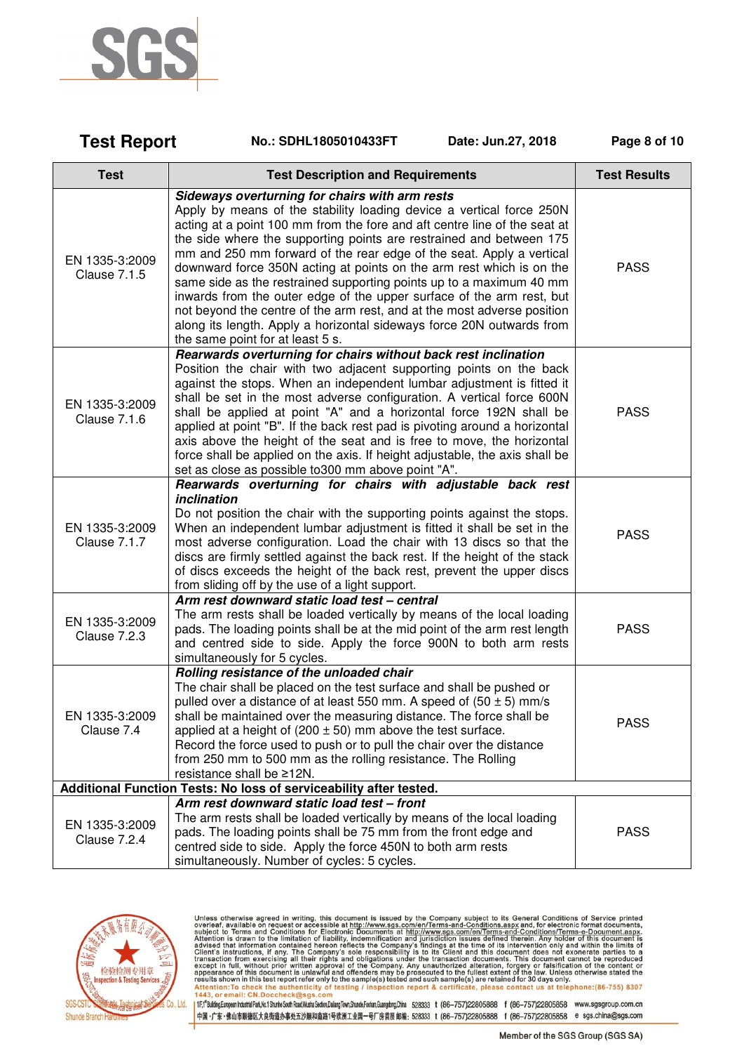| Test | Test Description and Requirements | Test Results |
|---|---|---|
| EN 1335-3:2009 Clause 7.1.5 | ***Sideways overturning for chairs with arm rests*** Apply by means of the stability loading device a vertical force 250N acting at a point 100 mm from the fore and aft centre line of the seat at the side where the supporting points are restrained and between 175 mm and 250 mm forward of the rear edge of the seat. Apply a vertical downward force 350N acting at points on the arm rest which is on the same side as the restrained supporting points up to a maximum 40 mm inwards from the outer edge of the upper surface of the arm rest, but not beyond the centre of the arm rest, and at the most adverse position along its length. Apply a horizontal sideways force 20N outwards from the same point for at least 5 s. | PASS |
| EN 1335-3:2009 Clause 7.1.6 | ***Rearwards overturning for chairs without back rest inclination*** Position the chair with two adjacent supporting points on the back against the stops. When an independent lumbar adjustment is fitted it shall be set in the most adverse configuration. A vertical force 600N shall be applied at point "A" and a horizontal force 192N shall be applied at point "B". If the back rest pad is pivoting around a horizontal axis above the height of the seat and is free to move, the horizontal force shall be applied on the axis. If height adjustable, the axis shall be set as close as possible to300 mm above point "A". | PASS |
| EN 1335-3:2009 Clause 7.1.7 | ***Rearwards overturning for chairs with adjustable back rest inclination*** Do not position the chair with the supporting points against the stops. When an independent lumbar adjustment is fitted it shall be set in the most adverse configuration. Load the chair with 13 discs so that the discs are firmly settled against the back rest. If the height of the stack of discs exceeds the height of the back rest, prevent the upper discs from sliding off by the use of a light support. | PASS |
| EN 1335-3:2009 Clause 7.2.3 | ***Arm rest downward static load test – central*** The arm rests shall be loaded vertically by means of the local loading pads. The loading points shall be at the mid point of the arm rest length and centred side to side. Apply the force 900N to both arm rests simultaneously for 5 cycles. | PASS |
| EN 1335-3:2009 Clause 7.4 | ***Rolling resistance of the unloaded chair*** The chair shall be placed on the test surface and shall be pushed or pulled over a distance of at least 550 mm. A speed of (50 ± 5) mm/s shall be maintained over the measuring distance. The force shall be applied at a height of (200 ± 50) mm above the test surface. Record the force used to push or to pull the chair over the distance from 250 mm to 500 mm as the rolling resistance. The Rolling resistance shall be ≥12N. | PASS |
| **Additional Function Tests: No loss of serviceability after tested.** | | |
| EN 1335-3:2009 Clause 7.2.4 | ***Arm rest downward static load test – front*** The arm rests shall be loaded vertically by means of the local loading pads. The loading points shall be 75 mm from the front edge and centred side to side. Apply the force 450N to both arm rests simultaneously. Number of cycles: 5 cycles. | PASS |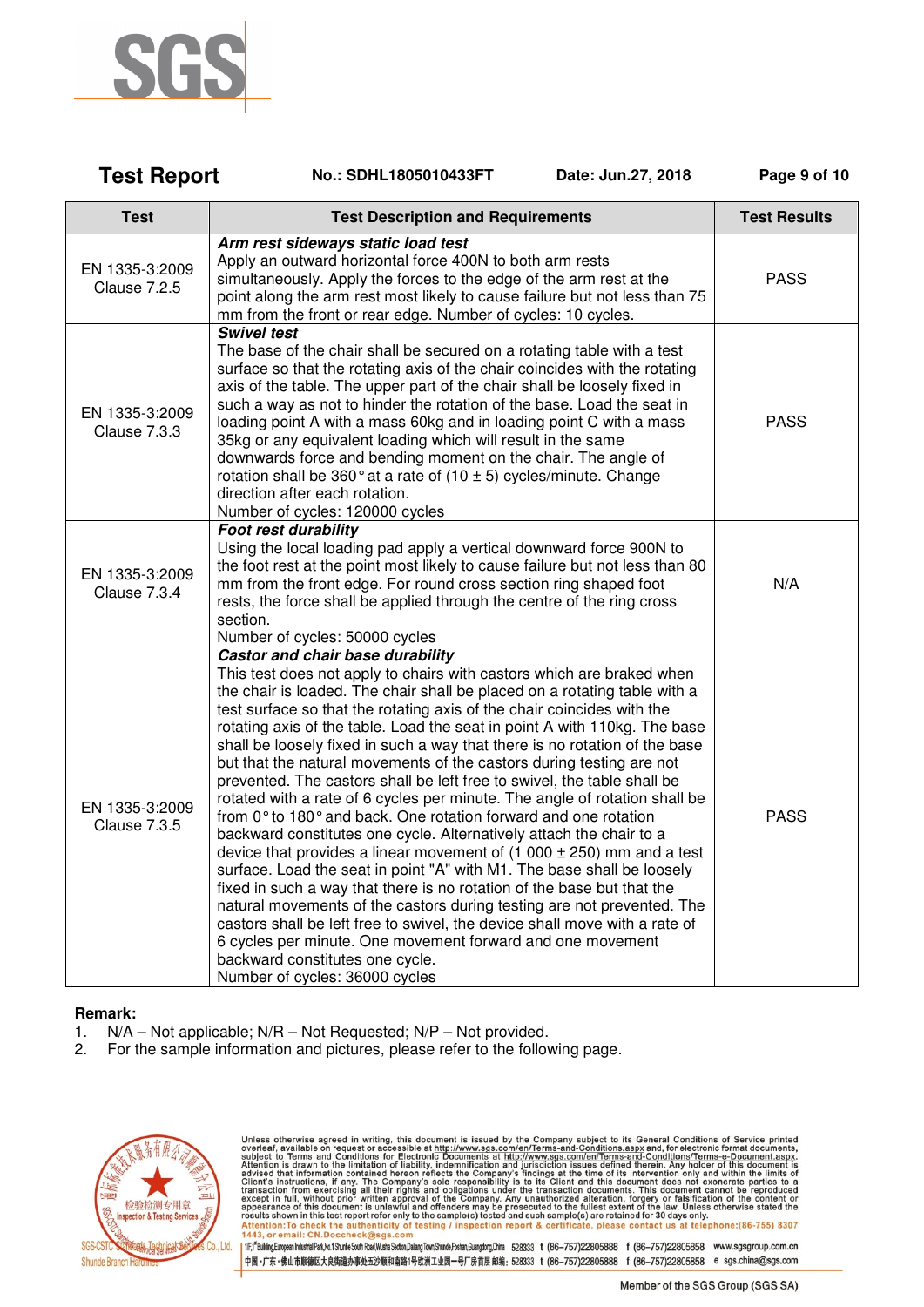**Test Report** No.: SDHL1805010433FT Date: Jun.27, 2018

| Test | Test Description and Requirements | Test Results |
|---|---|---|
| EN 1335-3:2009 Clause 7.2.5 | ***Arm rest sideways static load test*** <br> Apply an outward horizontal force 400N to both arm rests simultaneously. Apply the forces to the edge of the arm rest at the point along the arm rest most likely to cause failure but not less than 75 mm from the front or rear edge. Number of cycles: 10 cycles. | PASS |
| EN 1335-3:2009 Clause 7.3.3 | ***Swivel test*** <br> The base of the chair shall be secured on a rotating table with a test surface so that the rotating axis of the chair coincides with the rotating axis of the table. The upper part of the chair shall be loosely fixed in such a way as not to hinder the rotation of the base. Load the seat in loading point A with a mass 60kg and in loading point C with a mass 35kg or any equivalent loading which will result in the same downwards force and bending moment on the chair. The angle of rotation shall be 360° at a rate of (10 ± 5) cycles/minute. Change direction after each rotation. <br> Number of cycles: 120000 cycles | PASS |
| EN 1335-3:2009 Clause 7.3.4 | ***Foot rest durability*** <br> Using the local loading pad apply a vertical downward force 900N to the foot rest at the point most likely to cause failure but not less than 80 mm from the front edge. For round cross section ring shaped foot rests, the force shall be applied through the centre of the ring cross section. <br> Number of cycles: 50000 cycles | N/A |
| EN 1335-3:2009 Clause 7.3.5 | ***Castor and chair base durability*** <br> This test does not apply to chairs with castors which are braked when the chair is loaded. The chair shall be placed on a rotating table with a test surface so that the rotating axis of the chair coincides with the rotating axis of the table. Load the seat in point A with 110kg. The base shall be loosely fixed in such a way that there is no rotation of the base but that the natural movements of the castors during testing are not prevented. The castors shall be left free to swivel, the table shall be rotated with a rate of 6 cycles per minute. The angle of rotation shall be from 0° to 180° and back. One rotation forward and one rotation backward constitutes one cycle. Alternatively attach the chair to a device that provides a linear movement of (1 000 ± 250) mm and a test surface. Load the seat in point "A" with M1. The base shall be loosely fixed in such a way that there is no rotation of the base but that the natural movements of the castors during testing are not prevented. The castors shall be left free to swivel, the device shall move with a rate of 6 cycles per minute. One movement forward and one movement backward constitutes one cycle. <br> Number of cycles: 36000 cycles | PASS |

**Remark:**

1. N/A – Not applicable; N/R – Not Requested; N/P – Not provided.
2. For the sample information and pictures, please refer to the following page.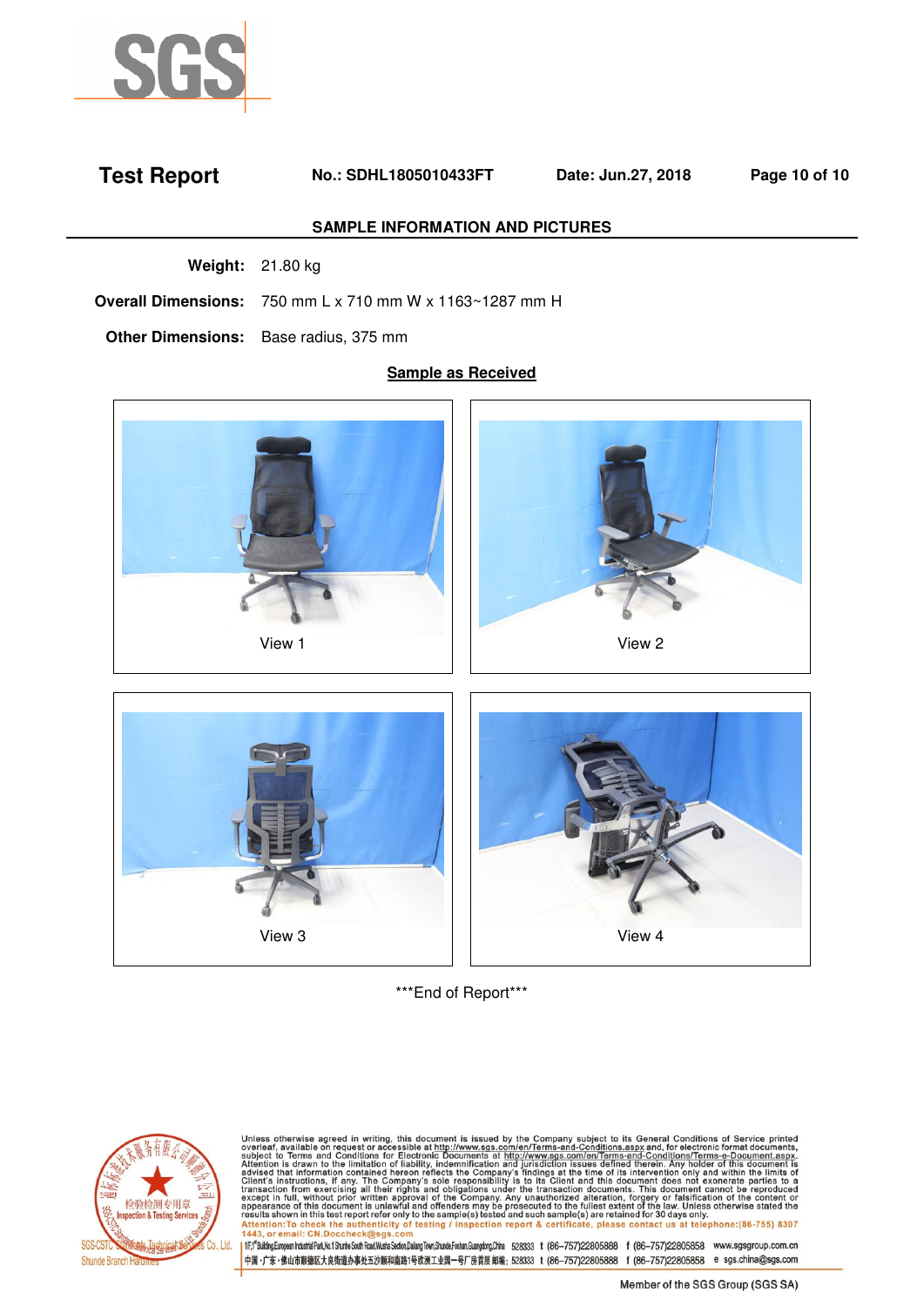## SAMPLE INFORMATION AND PICTURES

**Weight:** 21.80 kg

**Overall Dimensions:** 750 mm L x 710 mm W x 1163~1287 mm H

**Other Dimensions:** Base radius, 375 mm

**Sample as Received**

View 1

View 2

View 3

View 4

***End of Report***

Unless otherwise agreed in writing, this document is issued by the Company subject to its General Conditions of Service printed overleaf, available on request or accessible at http://www.sgs.com/en/Terms-and-Conditions.aspx and, for electronic format documents, subject to Terms and Conditions for Electronic Documents at http://www.sgs.com/en/Terms-and-Conditions/Terms-e-Document.aspx. Attention is drawn to the limitation of liability, indemnification and jurisdiction issues defined therein. Any holder of this document is advised that information contained hereon reflects the Company's findings at the time of its intervention only and within the limits of Client's instructions, if any. The Company's sole responsibility is to its Client and this document does not exonerate parties to a transaction from exercising all their rights and obligations under the transaction documents. This document cannot be reproduced except in full, without prior written approval of the Company. Any unauthorized alteration, forgery or falsification of the content or appearance of this document is unlawful and offenders may be prosecuted to the fullest extent of the law. Unless otherwise stated the results shown in this test report refer only to the sample(s) tested and such sample(s) are retained for 30 days only.
Attention:To check the authenticity of testing / inspection report & certificate, please contact us at telephone:(86-755) 8307 1443, or email: CN.Doccheck@sgs.com

SGS-CSTC Standards Technical Services Co., Ltd. Shunde Branch

1F,1# Building,European Industrial Park,No.1 Shunhe South Road,Wusha Section,Daliang Town,Shunde,Foshan,Guangdong,China 528333 t (86-757)22805888 f (86-757)22805858 www.sgsgroup.com.cn

中国・广东・佛山市顺德区大良街道办事处五沙顺和南路1号欧洲工业园一号厂房首层 邮编: 528333 t (86-757)22805888 f (86-757)22805858 e sgs.china@sgs.com

Member of the SGS Group (SGS SA)